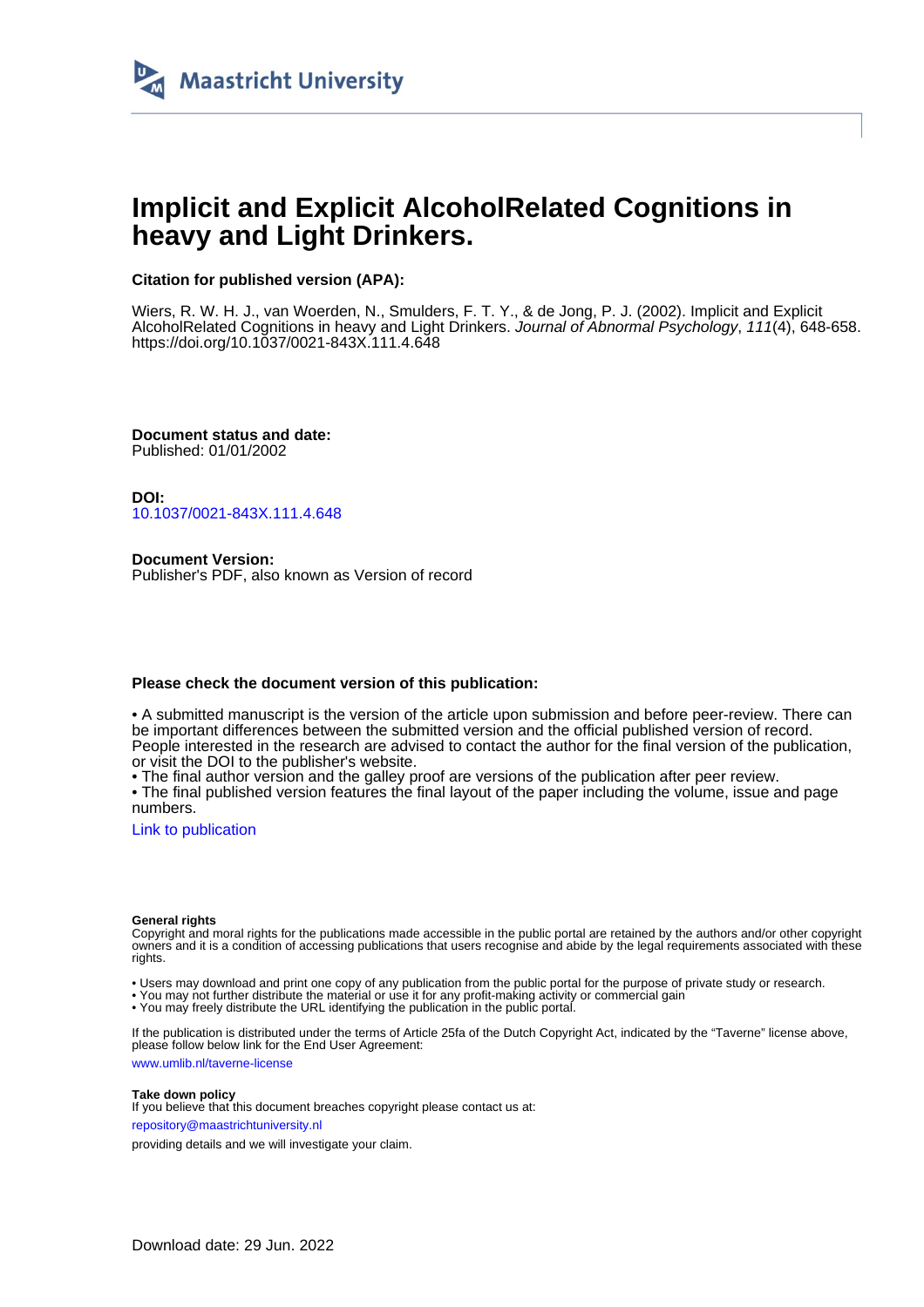Maastricht University

# Implicit and Explicit AlcoholRelated Cognitions in heavy and Light Drinkers.

**Citation for published version (APA):**

Wiers, R. W. H. J., van Woerden, N., Smulders, F. T. Y., & de Jong, P. J. (2002). Implicit and Explicit AlcoholRelated Cognitions in heavy and Light Drinkers. *Journal of Abnormal Psychology*, *111*(4), 648-658. https://doi.org/10.1037/0021-843X.111.4.648

**Document status and date:**
Published: 01/01/2002

**DOI:**
10.1037/0021-843X.111.4.648

**Document Version:**
Publisher's PDF, also known as Version of record

**Please check the document version of this publication:**

• A submitted manuscript is the version of the article upon submission and before peer-review. There can be important differences between the submitted version and the official published version of record. People interested in the research are advised to contact the author for the final version of the publication, or visit the DOI to the publisher's website.
• The final author version and the galley proof are versions of the publication after peer review.
• The final published version features the final layout of the paper including the volume, issue and page numbers.

Link to publication

**General rights**
Copyright and moral rights for the publications made accessible in the public portal are retained by the authors and/or other copyright owners and it is a condition of accessing publications that users recognise and abide by the legal requirements associated with these rights.

• Users may download and print one copy of any publication from the public portal for the purpose of private study or research.
• You may not further distribute the material or use it for any profit-making activity or commercial gain
• You may freely distribute the URL identifying the publication in the public portal.

If the publication is distributed under the terms of Article 25fa of the Dutch Copyright Act, indicated by the "Taverne" license above, please follow below link for the End User Agreement:

www.umlib.nl/taverne-license

**Take down policy**
If you believe that this document breaches copyright please contact us at:

repository@maastrichtuniversity.nl

providing details and we will investigate your claim.

Download date: 29 Jun. 2022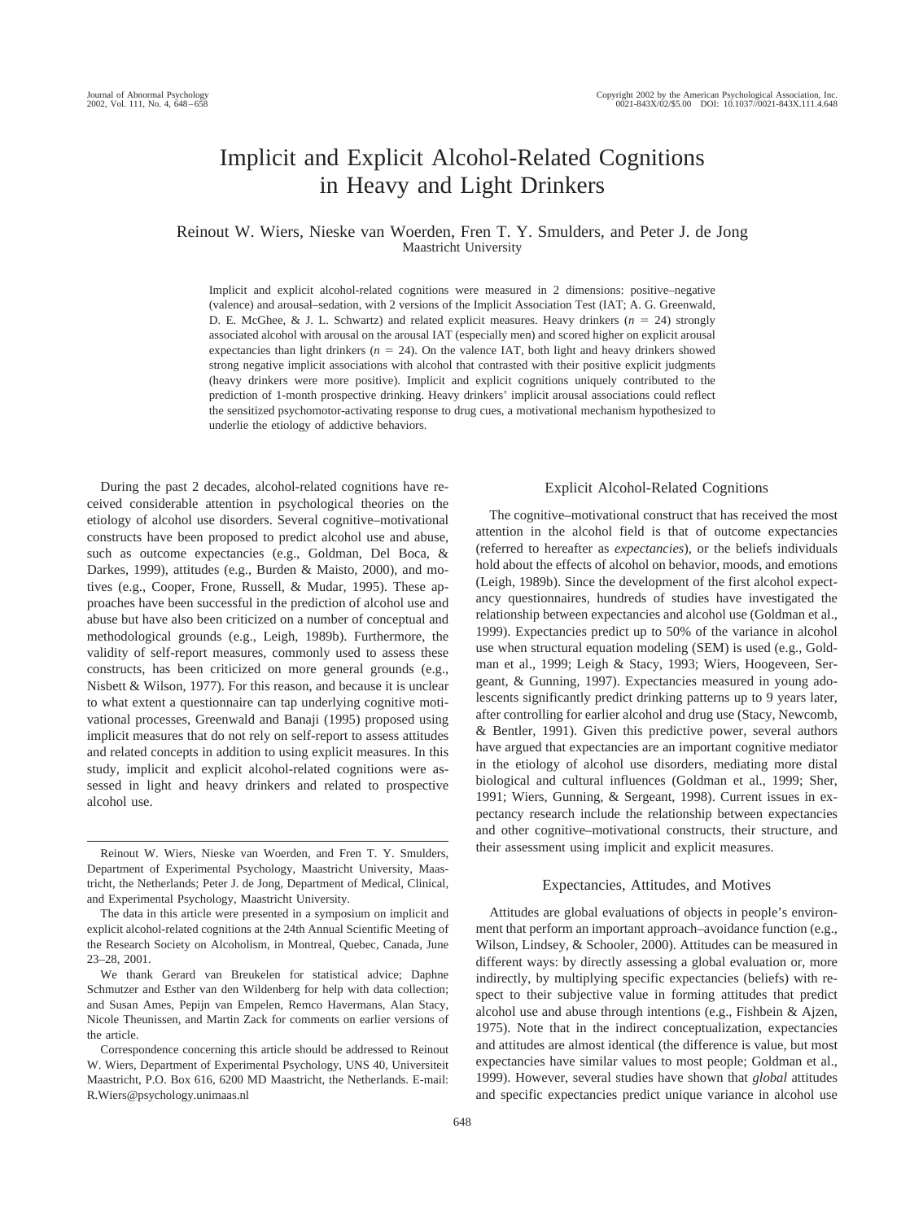Journal of Abnormal Psychology
2002, Vol. 111, No. 4, 648–658

Copyright 2002 by the American Psychological Association, Inc.
0021-843X/02/$5.00 DOI: 10.1037//0021-843X.111.4.648

# Implicit and Explicit Alcohol-Related Cognitions in Heavy and Light Drinkers

Reinout W. Wiers, Nieske van Woerden, Fren T. Y. Smulders, and Peter J. de Jong
Maastricht University

Implicit and explicit alcohol-related cognitions were measured in 2 dimensions: positive–negative (valence) and arousal–sedation, with 2 versions of the Implicit Association Test (IAT; A. G. Greenwald, D. E. McGhee, & J. L. Schwartz) and related explicit measures. Heavy drinkers ($n = 24$) strongly associated alcohol with arousal on the arousal IAT (especially men) and scored higher on explicit arousal expectancies than light drinkers ($n = 24$). On the valence IAT, both light and heavy drinkers showed strong negative implicit associations with alcohol that contrasted with their positive explicit judgments (heavy drinkers were more positive). Implicit and explicit cognitions uniquely contributed to the prediction of 1-month prospective drinking. Heavy drinkers' implicit arousal associations could reflect the sensitized psychomotor-activating response to drug cues, a motivational mechanism hypothesized to underlie the etiology of addictive behaviors.

During the past 2 decades, alcohol-related cognitions have received considerable attention in psychological theories on the etiology of alcohol use disorders. Several cognitive–motivational constructs have been proposed to predict alcohol use and abuse, such as outcome expectancies (e.g., Goldman, Del Boca, & Darkes, 1999), attitudes (e.g., Burden & Maisto, 2000), and motives (e.g., Cooper, Frone, Russell, & Mudar, 1995). These approaches have been successful in the prediction of alcohol use and abuse but have also been criticized on a number of conceptual and methodological grounds (e.g., Leigh, 1989b). Furthermore, the validity of self-report measures, commonly used to assess these constructs, has been criticized on more general grounds (e.g., Nisbett & Wilson, 1977). For this reason, and because it is unclear to what extent a questionnaire can tap underlying cognitive motivational processes, Greenwald and Banaji (1995) proposed using implicit measures that do not rely on self-report to assess attitudes and related concepts in addition to using explicit measures. In this study, implicit and explicit alcohol-related cognitions were assessed in light and heavy drinkers and related to prospective alcohol use.

## Explicit Alcohol-Related Cognitions

The cognitive–motivational construct that has received the most attention in the alcohol field is that of outcome expectancies (referred to hereafter as *expectancies*), or the beliefs individuals hold about the effects of alcohol on behavior, moods, and emotions (Leigh, 1989b). Since the development of the first alcohol expectancy questionnaires, hundreds of studies have investigated the relationship between expectancies and alcohol use (Goldman et al., 1999). Expectancies predict up to 50% of the variance in alcohol use when structural equation modeling (SEM) is used (e.g., Goldman et al., 1999; Leigh & Stacy, 1993; Wiers, Hoogeveen, Sergeant, & Gunning, 1997). Expectancies measured in young adolescents significantly predict drinking patterns up to 9 years later, after controlling for earlier alcohol and drug use (Stacy, Newcomb, & Bentler, 1991). Given this predictive power, several authors have argued that expectancies are an important cognitive mediator in the etiology of alcohol use disorders, mediating more distal biological and cultural influences (Goldman et al., 1999; Sher, 1991; Wiers, Gunning, & Sergeant, 1998). Current issues in expectancy research include the relationship between expectancies and other cognitive–motivational constructs, their structure, and their assessment using implicit and explicit measures.

## Expectancies, Attitudes, and Motives

Attitudes are global evaluations of objects in people's environment that perform an important approach–avoidance function (e.g., Wilson, Lindsey, & Schooler, 2000). Attitudes can be measured in different ways: by directly assessing a global evaluation or, more indirectly, by multiplying specific expectancies (beliefs) with respect to their subjective value in forming attitudes that predict alcohol use and abuse through intentions (e.g., Fishbein & Ajzen, 1975). Note that in the indirect conceptualization, expectancies and attitudes are almost identical (the difference is value, but most expectancies have similar values to most people; Goldman et al., 1999). However, several studies have shown that *global* attitudes and specific expectancies predict unique variance in alcohol use

---

Reinout W. Wiers, Nieske van Woerden, and Fren T. Y. Smulders, Department of Experimental Psychology, Maastricht University, Maastricht, the Netherlands; Peter J. de Jong, Department of Medical, Clinical, and Experimental Psychology, Maastricht University.

The data in this article were presented in a symposium on implicit and explicit alcohol-related cognitions at the 24th Annual Scientific Meeting of the Research Society on Alcoholism, in Montreal, Quebec, Canada, June 23–28, 2001.

We thank Gerard van Breukelen for statistical advice; Daphne Schmutzer and Esther van den Wildenberg for help with data collection; and Susan Ames, Pepijn van Empelen, Remco Havermans, Alan Stacy, Nicole Theunissen, and Martin Zack for comments on earlier versions of the article.

Correspondence concerning this article should be addressed to Reinout W. Wiers, Department of Experimental Psychology, UNS 40, Universiteit Maastricht, P.O. Box 616, 6200 MD Maastricht, the Netherlands. E-mail: R.Wiers@psychology.unimaas.nl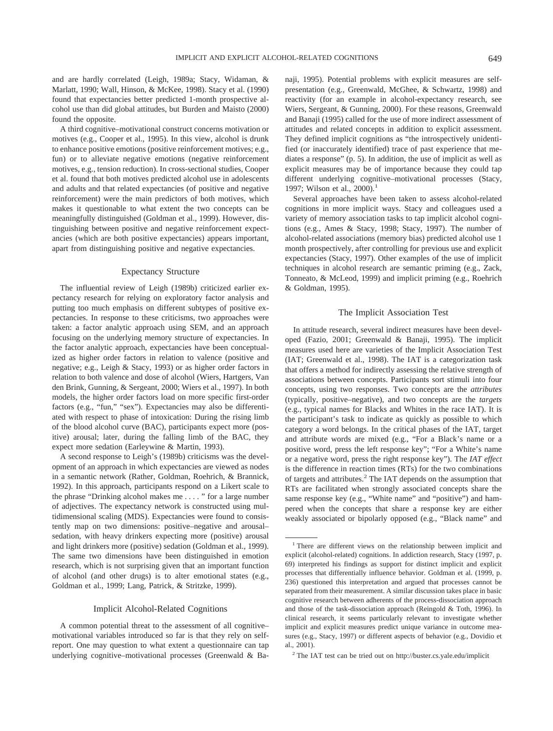and are hardly correlated (Leigh, 1989a; Stacy, Widaman, & Marlatt, 1990; Wall, Hinson, & McKee, 1998). Stacy et al. (1990) found that expectancies better predicted 1-month prospective alcohol use than did global attitudes, but Burden and Maisto (2000) found the opposite.

A third cognitive–motivational construct concerns motivation or motives (e.g., Cooper et al., 1995). In this view, alcohol is drunk to enhance positive emotions (positive reinforcement motives; e.g., fun) or to alleviate negative emotions (negative reinforcement motives, e.g., tension reduction). In cross-sectional studies, Cooper et al. found that both motives predicted alcohol use in adolescents and adults and that related expectancies (of positive and negative reinforcement) were the main predictors of both motives, which makes it questionable to what extent the two concepts can be meaningfully distinguished (Goldman et al., 1999). However, distinguishing between positive and negative reinforcement expectancies (which are both positive expectancies) appears important, apart from distinguishing positive and negative expectancies.

## Expectancy Structure

The influential review of Leigh (1989b) criticized earlier expectancy research for relying on exploratory factor analysis and putting too much emphasis on different subtypes of positive expectancies. In response to these criticisms, two approaches were taken: a factor analytic approach using SEM, and an approach focusing on the underlying memory structure of expectancies. In the factor analytic approach, expectancies have been conceptualized as higher order factors in relation to valence (positive and negative; e.g., Leigh & Stacy, 1993) or as higher order factors in relation to both valence and dose of alcohol (Wiers, Hartgers, Van den Brink, Gunning, & Sergeant, 2000; Wiers et al., 1997). In both models, the higher order factors load on more specific first-order factors (e.g., "fun," "sex"). Expectancies may also be differentiated with respect to phase of intoxication: During the rising limb of the blood alcohol curve (BAC), participants expect more (positive) arousal; later, during the falling limb of the BAC, they expect more sedation (Earleywine & Martin, 1993).

A second response to Leigh's (1989b) criticisms was the development of an approach in which expectancies are viewed as nodes in a semantic network (Rather, Goldman, Roehrich, & Brannick, 1992). In this approach, participants respond on a Likert scale to the phrase "Drinking alcohol makes me . . . . " for a large number of adjectives. The expectancy network is constructed using multidimensional scaling (MDS). Expectancies were found to consistently map on two dimensions: positive–negative and arousal–sedation, with heavy drinkers expecting more (positive) arousal and light drinkers more (positive) sedation (Goldman et al., 1999). The same two dimensions have been distinguished in emotion research, which is not surprising given that an important function of alcohol (and other drugs) is to alter emotional states (e.g., Goldman et al., 1999; Lang, Patrick, & Stritzke, 1999).

## Implicit Alcohol-Related Cognitions

A common potential threat to the assessment of all cognitive–motivational variables introduced so far is that they rely on self-report. One may question to what extent a questionnaire can tap underlying cognitive–motivational processes (Greenwald & Banaji, 1995). Potential problems with explicit measures are self-presentation (e.g., Greenwald, McGhee, & Schwartz, 1998) and reactivity (for an example in alcohol-expectancy research, see Wiers, Sergeant, & Gunning, 2000). For these reasons, Greenwald and Banaji (1995) called for the use of more indirect assessment of attitudes and related concepts in addition to explicit assessment. They defined implicit cognitions as "the introspectively unidentified (or inaccurately identified) trace of past experience that mediates a response" (p. 5). In addition, the use of implicit as well as explicit measures may be of importance because they could tap different underlying cognitive–motivational processes (Stacy, 1997; Wilson et al., 2000).[1]

Several approaches have been taken to assess alcohol-related cognitions in more implicit ways. Stacy and colleagues used a variety of memory association tasks to tap implicit alcohol cognitions (e.g., Ames & Stacy, 1998; Stacy, 1997). The number of alcohol-related associations (memory bias) predicted alcohol use 1 month prospectively, after controlling for previous use and explicit expectancies (Stacy, 1997). Other examples of the use of implicit techniques in alcohol research are semantic priming (e.g., Zack, Tonneato, & McLeod, 1999) and implicit priming (e.g., Roehrich & Goldman, 1995).

## The Implicit Association Test

In attitude research, several indirect measures have been developed (Fazio, 2001; Greenwald & Banaji, 1995). The implicit measures used here are varieties of the Implicit Association Test (IAT; Greenwald et al., 1998). The IAT is a categorization task that offers a method for indirectly assessing the relative strength of associations between concepts. Participants sort stimuli into four concepts, using two responses. Two concepts are the *attributes* (typically, positive–negative), and two concepts are the *targets* (e.g., typical names for Blacks and Whites in the race IAT). It is the participant's task to indicate as quickly as possible to which category a word belongs. In the critical phases of the IAT, target and attribute words are mixed (e.g., "For a Black's name or a positive word, press the left response key"; "For a White's name or a negative word, press the right response key"). The *IAT effect* is the difference in reaction times (RTs) for the two combinations of targets and attributes.[2] The IAT depends on the assumption that RTs are facilitated when strongly associated concepts share the same response key (e.g., "White name" and "positive") and hampered when the concepts that share a response key are either weakly associated or bipolarly opposed (e.g., "Black name" and

---

[1] There are different views on the relationship between implicit and explicit (alcohol-related) cognitions. In addiction research, Stacy (1997, p. 69) interpreted his findings as support for distinct implicit and explicit processes that differentially influence behavior. Goldman et al. (1999, p. 236) questioned this interpretation and argued that processes cannot be separated from their measurement. A similar discussion takes place in basic cognitive research between adherents of the process-dissociation approach and those of the task-dissociation approach (Reingold & Toth, 1996). In clinical research, it seems particularly relevant to investigate whether implicit and explicit measures predict unique variance in outcome measures (e.g., Stacy, 1997) or different aspects of behavior (e.g., Dovidio et al., 2001).

[2] The IAT test can be tried out on http://buster.cs.yale.edu/implicit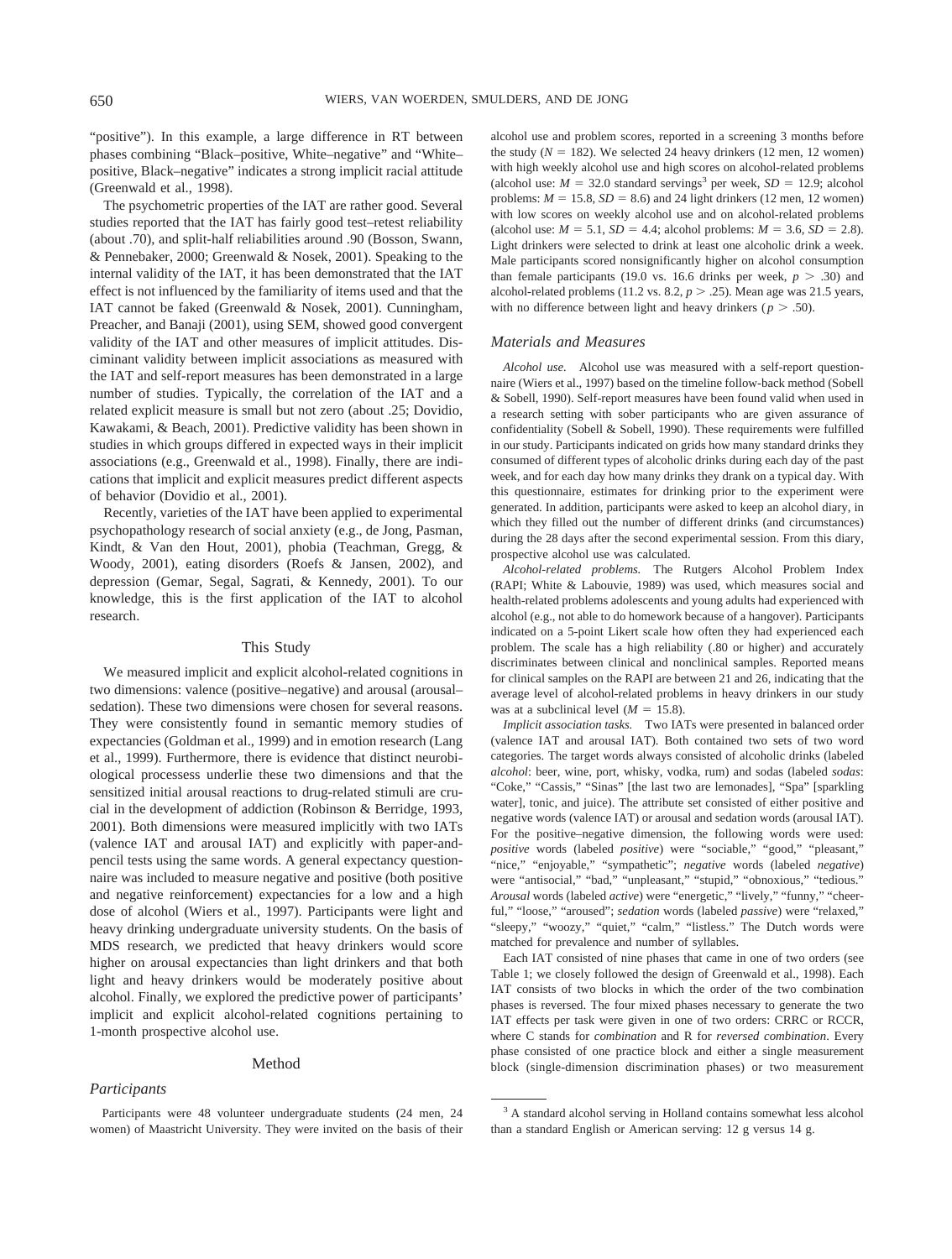"positive"). In this example, a large difference in RT between phases combining "Black–positive, White–negative" and "White–positive, Black–negative" indicates a strong implicit racial attitude (Greenwald et al., 1998).

The psychometric properties of the IAT are rather good. Several studies reported that the IAT has fairly good test–retest reliability (about .70), and split-half reliabilities around .90 (Bosson, Swann, & Pennebaker, 2000; Greenwald & Nosek, 2001). Speaking to the internal validity of the IAT, it has been demonstrated that the IAT effect is not influenced by the familiarity of items used and that the IAT cannot be faked (Greenwald & Nosek, 2001). Cunningham, Preacher, and Banaji (2001), using SEM, showed good convergent validity of the IAT and other measures of implicit attitudes. Discriminant validity between implicit associations as measured with the IAT and self-report measures has been demonstrated in a large number of studies. Typically, the correlation of the IAT and a related explicit measure is small but not zero (about .25; Dovidio, Kawakami, & Beach, 2001). Predictive validity has been shown in studies in which groups differed in expected ways in their implicit associations (e.g., Greenwald et al., 1998). Finally, there are indications that implicit and explicit measures predict different aspects of behavior (Dovidio et al., 2001).

Recently, varieties of the IAT have been applied to experimental psychopathology research of social anxiety (e.g., de Jong, Pasman, Kindt, & Van den Hout, 2001), phobia (Teachman, Gregg, & Woody, 2001), eating disorders (Roefs & Jansen, 2002), and depression (Gemar, Segal, Sagrati, & Kennedy, 2001). To our knowledge, this is the first application of the IAT to alcohol research.

## This Study

We measured implicit and explicit alcohol-related cognitions in two dimensions: valence (positive–negative) and arousal (arousal–sedation). These two dimensions were chosen for several reasons. They were consistently found in semantic memory studies of expectancies (Goldman et al., 1999) and in emotion research (Lang et al., 1999). Furthermore, there is evidence that distinct neurobiological processess underlie these two dimensions and that the sensitized initial arousal reactions to drug-related stimuli are crucial in the development of addiction (Robinson & Berridge, 1993, 2001). Both dimensions were measured implicitly with two IATs (valence IAT and arousal IAT) and explicitly with paper-and-pencil tests using the same words. A general expectancy questionnaire was included to measure negative and positive (both positive and negative reinforcement) expectancies for a low and a high dose of alcohol (Wiers et al., 1997). Participants were light and heavy drinking undergraduate university students. On the basis of MDS research, we predicted that heavy drinkers would score higher on arousal expectancies than light drinkers and that both light and heavy drinkers would be moderately positive about alcohol. Finally, we explored the predictive power of participants' implicit and explicit alcohol-related cognitions pertaining to 1-month prospective alcohol use.

## Method

### Participants

Participants were 48 volunteer undergraduate students (24 men, 24 women) of Maastricht University. They were invited on the basis of their alcohol use and problem scores, reported in a screening 3 months before the study ($N = 182$). We selected 24 heavy drinkers (12 men, 12 women) with high weekly alcohol use and high scores on alcohol-related problems (alcohol use: $M = 32.0$ standard servings[3] per week, $SD = 12.9$; alcohol problems: $M = 15.8$, $SD = 8.6$) and 24 light drinkers (12 men, 12 women) with low scores on weekly alcohol use and on alcohol-related problems (alcohol use: $M = 5.1$, $SD = 4.4$; alcohol problems: $M = 3.6$, $SD = 2.8$). Light drinkers were selected to drink at least one alcoholic drink a week. Male participants scored nonsignificantly higher on alcohol consumption than female participants (19.0 vs. 16.6 drinks per week, $p > .30$) and alcohol-related problems (11.2 vs. 8.2, $p > .25$). Mean age was 21.5 years, with no difference between light and heavy drinkers ($p > .50$).

### Materials and Measures

*Alcohol use.* Alcohol use was measured with a self-report questionnaire (Wiers et al., 1997) based on the timeline follow-back method (Sobell & Sobell, 1990). Self-report measures have been found valid when used in a research setting with sober participants who are given assurance of confidentiality (Sobell & Sobell, 1990). These requirements were fulfilled in our study. Participants indicated on grids how many standard drinks they consumed of different types of alcoholic drinks during each day of the past week, and for each day how many drinks they drank on a typical day. With this questionnaire, estimates for drinking prior to the experiment were generated. In addition, participants were asked to keep an alcohol diary, in which they filled out the number of different drinks (and circumstances) during the 28 days after the second experimental session. From this diary, prospective alcohol use was calculated.

*Alcohol-related problems.* The Rutgers Alcohol Problem Index (RAPI; White & Labouvie, 1989) was used, which measures social and health-related problems adolescents and young adults had experienced with alcohol (e.g., not able to do homework because of a hangover). Participants indicated on a 5-point Likert scale how often they had experienced each problem. The scale has a high reliability (.80 or higher) and accurately discriminates between clinical and nonclinical samples. Reported means for clinical samples on the RAPI are between 21 and 26, indicating that the average level of alcohol-related problems in heavy drinkers in our study was at a subclinical level ($M = 15.8$).

*Implicit association tasks.* Two IATs were presented in balanced order (valence IAT and arousal IAT). Both contained two sets of two word categories. The target words always consisted of alcoholic drinks (labeled *alcohol*: beer, wine, port, whisky, vodka, rum) and sodas (labeled *sodas*: "Coke," "Cassis," "Sinas" [the last two are lemonades], "Spa" [sparkling water], tonic, and juice). The attribute set consisted of either positive and negative words (valence IAT) or arousal and sedation words (arousal IAT). For the positive–negative dimension, the following words were used: *positive* words (labeled *positive*) were "sociable," "good," "pleasant," "nice," "enjoyable," "sympathetic"; *negative* words (labeled *negative*) were "antisocial," "bad," "unpleasant," "stupid," "obnoxious," "tedious." *Arousal* words (labeled *active*) were "energetic," "lively," "funny," "cheerful," "loose," "aroused"; *sedation* words (labeled *passive*) were "relaxed," "sleepy," "woozy," "quiet," "calm," "listless." The Dutch words were matched for prevalence and number of syllables.

Each IAT consisted of nine phases that came in one of two orders (see Table 1; we closely followed the design of Greenwald et al., 1998). Each IAT consists of two blocks in which the order of the two combination phases is reversed. The four mixed phases necessary to generate the two IAT effects per task were given in one of two orders: CRRC or RCCR, where C stands for *combination* and R for *reversed combination*. Every phase consisted of one practice block and either a single measurement block (single-dimension discrimination phases) or two measurement

[3] A standard alcohol serving in Holland contains somewhat less alcohol than a standard English or American serving: 12 g versus 14 g.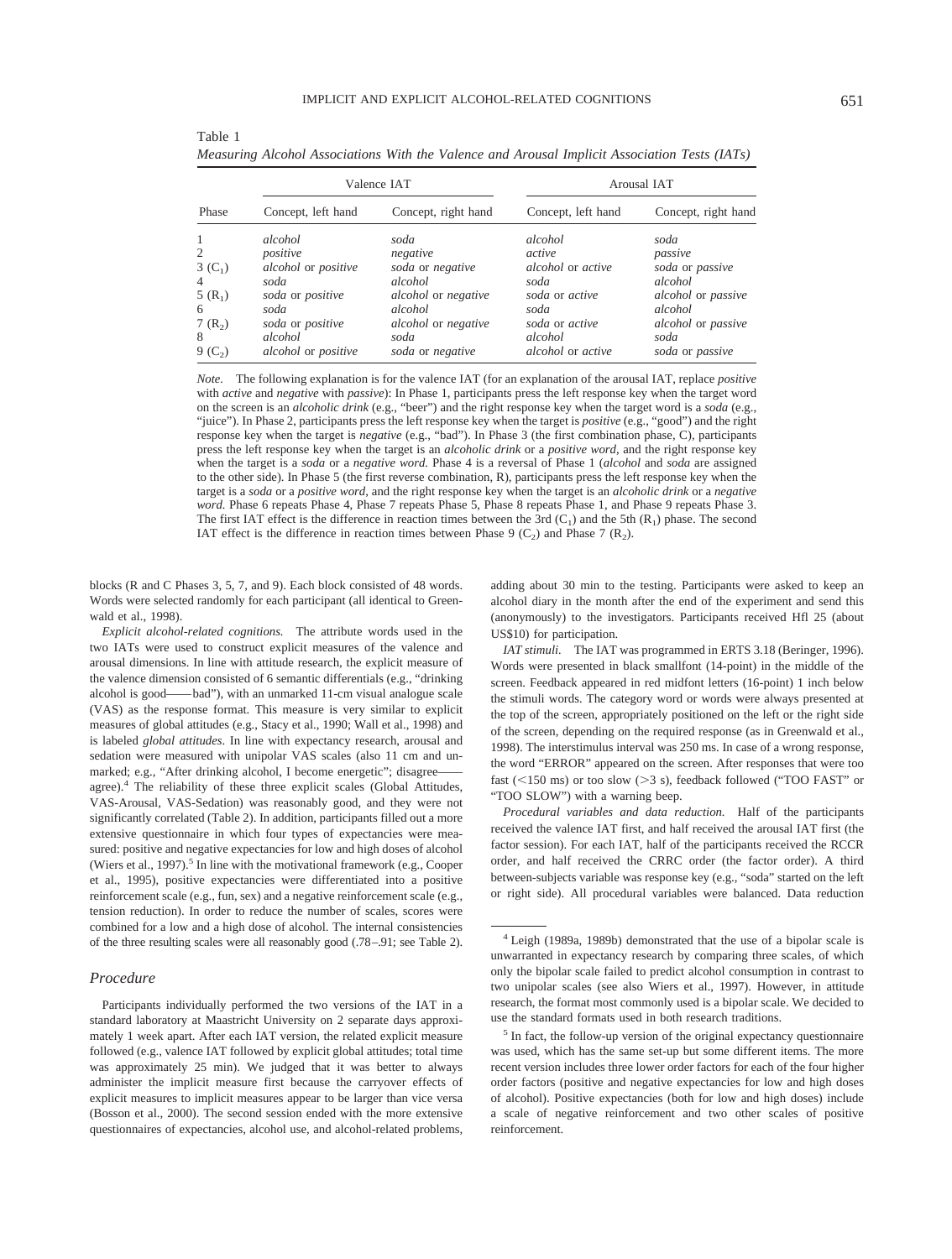Table 1

*Measuring Alcohol Associations With the Valence and Arousal Implicit Association Tests (IATs)*

| Phase | Valence IAT | | Arousal IAT | |
|---|---|---|---|---|
| | Concept, left hand | Concept, right hand | Concept, left hand | Concept, right hand |
| 1 | *alcohol* | *soda* | *alcohol* | *soda* |
| 2 | *positive* | *negative* | *active* | *passive* |
| 3 ($C_1$) | *alcohol* or *positive* | *soda* or *negative* | *alcohol* or *active* | *soda* or *passive* |
| 4 | *soda* | *alcohol* | *soda* | *alcohol* |
| 5 ($R_1$) | *soda* or *positive* | *alcohol* or *negative* | *soda* or *active* | *alcohol* or *passive* |
| 6 | *soda* | *alcohol* | *soda* | *alcohol* |
| 7 ($R_2$) | *soda* or *positive* | *alcohol* or *negative* | *soda* or *active* | *alcohol* or *passive* |
| 8 | *alcohol* | *soda* | *alcohol* | *soda* |
| 9 ($C_2$) | *alcohol* or *positive* | *soda* or *negative* | *alcohol* or *active* | *soda* or *passive* |

*Note.* The following explanation is for the valence IAT (for an explanation of the arousal IAT, replace *positive* with *active* and *negative* with *passive*): In Phase 1, participants press the left response key when the target word on the screen is an *alcoholic drink* (e.g., "beer") and the right response key when the target word is a *soda* (e.g., "juice"). In Phase 2, participants press the left response key when the target is *positive* (e.g., "good") and the right response key when the target is *negative* (e.g., "bad"). In Phase 3 (the first combination phase, C), participants press the left response key when the target is an *alcoholic drink* or a *positive word*, and the right response key when the target is a *soda* or a *negative word*. Phase 4 is a reversal of Phase 1 (*alcohol* and *soda* are assigned to the other side). In Phase 5 (the first reverse combination, R), participants press the left response key when the target is a *soda* or a *positive word*, and the right response key when the target is an *alcoholic drink* or a *negative word*. Phase 6 repeats Phase 4, Phase 7 repeats Phase 5, Phase 8 repeats Phase 1, and Phase 9 repeats Phase 3. The first IAT effect is the difference in reaction times between the 3rd ($C_1$) and the 5th ($R_1$) phase. The second IAT effect is the difference in reaction times between Phase 9 ($C_2$) and Phase 7 ($R_2$).

blocks (R and C Phases 3, 5, 7, and 9). Each block consisted of 48 words. Words were selected randomly for each participant (all identical to Greenwald et al., 1998).

*Explicit alcohol-related cognitions.* The attribute words used in the two IATs were used to construct explicit measures of the valence and arousal dimensions. In line with attitude research, the explicit measure of the valence dimension consisted of 6 semantic differentials (e.g., "drinking alcohol is good——bad"), with an unmarked 11-cm visual analogue scale (VAS) as the response format. This measure is very similar to explicit measures of global attitudes (e.g., Stacy et al., 1990; Wall et al., 1998) and is labeled *global attitudes*. In line with expectancy research, arousal and sedation were measured with unipolar VAS scales (also 11 cm and unmarked; e.g., "After drinking alcohol, I become energetic"; disagree——agree).[4] The reliability of these three explicit scales (Global Attitudes, VAS-Arousal, VAS-Sedation) was reasonably good, and they were not significantly correlated (Table 2). In addition, participants filled out a more extensive questionnaire in which four types of expectancies were measured: positive and negative expectancies for low and high doses of alcohol (Wiers et al., 1997).[5] In line with the motivational framework (e.g., Cooper et al., 1995), positive expectancies were differentiated into a positive reinforcement scale (e.g., fun, sex) and a negative reinforcement scale (e.g., tension reduction). In order to reduce the number of scales, scores were combined for a low and a high dose of alcohol. The internal consistencies of the three resulting scales were all reasonably good (.78–.91; see Table 2).

## Procedure

Participants individually performed the two versions of the IAT in a standard laboratory at Maastricht University on 2 separate days approximately 1 week apart. After each IAT version, the related explicit measure followed (e.g., valence IAT followed by explicit global attitudes; total time was approximately 25 min). We judged that it was better to always administer the implicit measure first because the carryover effects of explicit measures to implicit measures appear to be larger than vice versa (Bosson et al., 2000). The second session ended with the more extensive questionnaires of expectancies, alcohol use, and alcohol-related problems, adding about 30 min to the testing. Participants were asked to keep an alcohol diary in the month after the end of the experiment and send this (anonymously) to the investigators. Participants received Hfl 25 (about US$10) for participation.

*IAT stimuli.* The IAT was programmed in ERTS 3.18 (Beringer, 1996). Words were presented in black smallfont (14-point) in the middle of the screen. Feedback appeared in red midfont letters (16-point) 1 inch below the stimuli words. The category word or words were always presented at the top of the screen, appropriately positioned on the left or the right side of the screen, depending on the required response (as in Greenwald et al., 1998). The interstimulus interval was 250 ms. In case of a wrong response, the word "ERROR" appeared on the screen. After responses that were too fast (<150 ms) or too slow (>3 s), feedback followed ("TOO FAST" or "TOO SLOW") with a warning beep.

*Procedural variables and data reduction.* Half of the participants received the valence IAT first, and half received the arousal IAT first (the factor session). For each IAT, half of the participants received the RCCR order, and half received the CRRC order (the factor order). A third between-subjects variable was response key (e.g., "soda" started on the left or right side). All procedural variables were balanced. Data reduction

[4] Leigh (1989a, 1989b) demonstrated that the use of a bipolar scale is unwarranted in expectancy research by comparing three scales, of which only the bipolar scale failed to predict alcohol consumption in contrast to two unipolar scales (see also Wiers et al., 1997). However, in attitude research, the format most commonly used is a bipolar scale. We decided to use the standard formats used in both research traditions.

[5] In fact, the follow-up version of the original expectancy questionnaire was used, which has the same set-up but some different items. The more recent version includes three lower order factors for each of the four higher order factors (positive and negative expectancies for low and high doses of alcohol). Positive expectancies (both for low and high doses) include a scale of negative reinforcement and two other scales of positive reinforcement.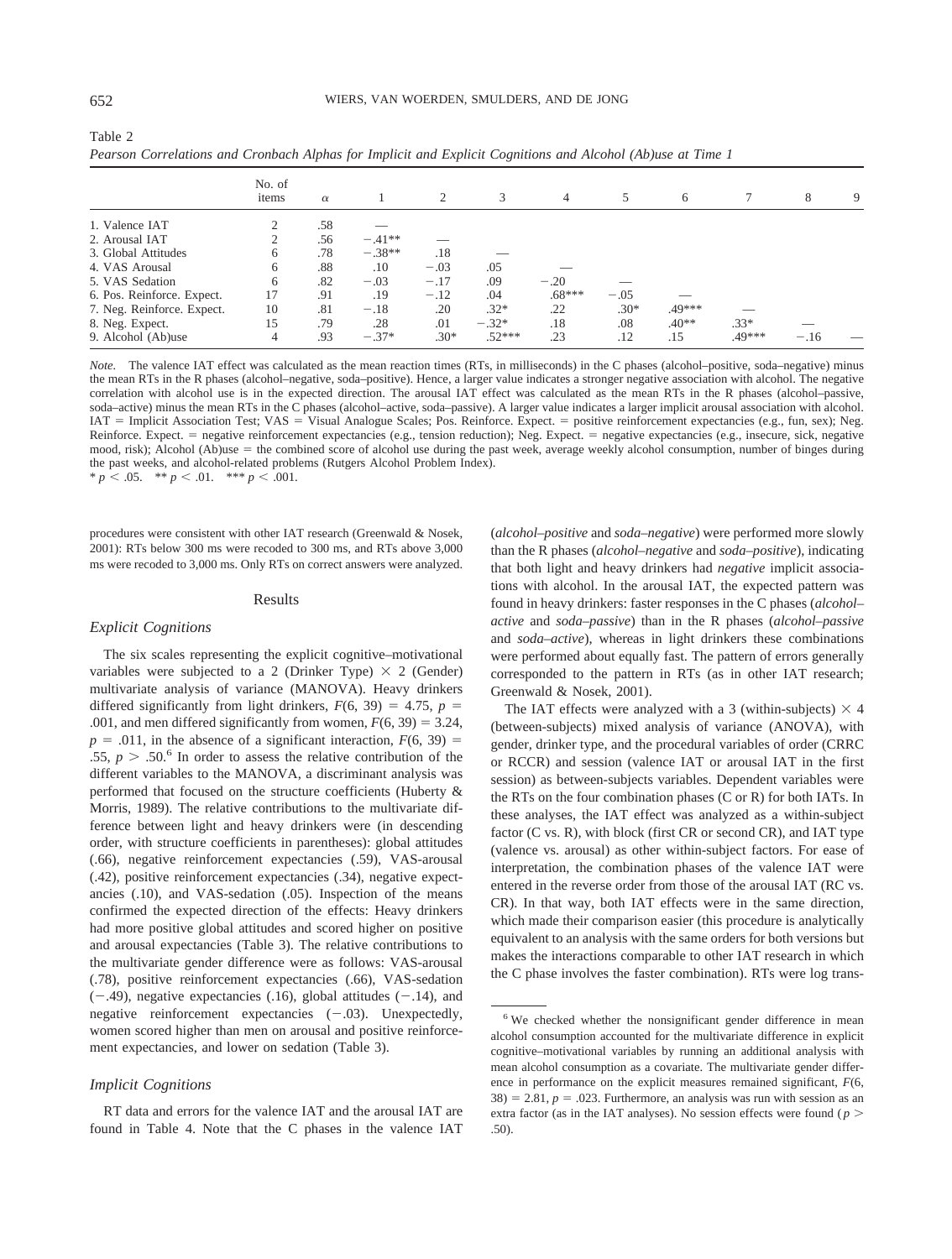Table 2
*Pearson Correlations and Cronbach Alphas for Implicit and Explicit Cognitions and Alcohol (Ab)use at Time 1*

| | No. of items | α | 1 | 2 | 3 | 4 | 5 | 6 | 7 | 8 | 9 |
|---|---|---|---|---|---|---|---|---|---|---|---|
| 1. Valence IAT | 2 | .58 | — | | | | | | | | |
| 2. Arousal IAT | 2 | .56 | −.41** | — | | | | | | | |
| 3. Global Attitudes | 6 | .78 | −.38** | .18 | — | | | | | | |
| 4. VAS Arousal | 6 | .88 | .10 | −.03 | .05 | — | | | | | |
| 5. VAS Sedation | 6 | .82 | −.03 | −.17 | .09 | −.20 | — | | | | |
| 6. Pos. Reinforce. Expect. | 17 | .91 | .19 | −.12 | .04 | .68*** | −.05 | — | | | |
| 7. Neg. Reinforce. Expect. | 10 | .81 | −.18 | .20 | .32* | .22 | .30* | .49*** | — | | |
| 8. Neg. Expect. | 15 | .79 | .28 | .01 | −.32* | .18 | .08 | .40** | .33* | — | |
| 9. Alcohol (Ab)use | 4 | .93 | −.37* | .30* | .52*** | .23 | .12 | .15 | .49*** | −.16 | — |

*Note.* The valence IAT effect was calculated as the mean reaction times (RTs, in milliseconds) in the C phases (alcohol–positive, soda–negative) minus the mean RTs in the R phases (alcohol–negative, soda–positive). Hence, a larger value indicates a stronger negative association with alcohol. The negative correlation with alcohol use is in the expected direction. The arousal IAT effect was calculated as the mean RTs in the R phases (alcohol–passive, soda–active) minus the mean RTs in the C phases (alcohol–active, soda–passive). A larger value indicates a larger implicit arousal association with alcohol. IAT = Implicit Association Test; VAS = Visual Analogue Scales; Pos. Reinforce. Expect. = positive reinforcement expectancies (e.g., fun, sex); Neg. Reinforce. Expect. = negative reinforcement expectancies (e.g., tension reduction); Neg. Expect. = negative expectancies (e.g., insecure, sick, negative mood, risk); Alcohol (Ab)use = the combined score of alcohol use during the past week, average weekly alcohol consumption, number of binges during the past weeks, and alcohol-related problems (Rutgers Alcohol Problem Index).
\* $p < .05$. \*\* $p < .01$. \*\*\* $p < .001$.

procedures were consistent with other IAT research (Greenwald & Nosek, 2001): RTs below 300 ms were recoded to 300 ms, and RTs above 3,000 ms were recoded to 3,000 ms. Only RTs on correct answers were analyzed.

## Results

### Explicit Cognitions

The six scales representing the explicit cognitive–motivational variables were subjected to a 2 (Drinker Type) × 2 (Gender) multivariate analysis of variance (MANOVA). Heavy drinkers differed significantly from light drinkers, $F(6, 39) = 4.75$, $p = .001$, and men differed significantly from women, $F(6, 39) = 3.24$, $p = .011$, in the absence of a significant interaction, $F(6, 39) = .55$, $p > .50$.[6] In order to assess the relative contribution of the different variables to the MANOVA, a discriminant analysis was performed that focused on the structure coefficients (Huberty & Morris, 1989). The relative contributions to the multivariate difference between light and heavy drinkers were (in descending order, with structure coefficients in parentheses): global attitudes (.66), negative reinforcement expectancies (.59), VAS-arousal (.42), positive reinforcement expectancies (.34), negative expectancies (.10), and VAS-sedation (.05). Inspection of the means confirmed the expected direction of the effects: Heavy drinkers had more positive global attitudes and scored higher on positive and arousal expectancies (Table 3). The relative contributions to the multivariate gender difference were as follows: VAS-arousal (.78), positive reinforcement expectancies (.66), VAS-sedation (−.49), negative expectancies (.16), global attitudes (−.14), and negative reinforcement expectancies (−.03). Unexpectedly, women scored higher than men on arousal and positive reinforcement expectancies, and lower on sedation (Table 3).

### Implicit Cognitions

RT data and errors for the valence IAT and the arousal IAT are found in Table 4. Note that the C phases in the valence IAT (*alcohol–positive* and *soda–negative*) were performed more slowly than the R phases (*alcohol–negative* and *soda–positive*), indicating that both light and heavy drinkers had *negative* implicit associations with alcohol. In the arousal IAT, the expected pattern was found in heavy drinkers: faster responses in the C phases (*alcohol–active* and *soda–passive*) than in the R phases (*alcohol–passive* and *soda–active*), whereas in light drinkers these combinations were performed about equally fast. The pattern of errors generally corresponded to the pattern in RTs (as in other IAT research; Greenwald & Nosek, 2001).

The IAT effects were analyzed with a 3 (within-subjects) × 4 (between-subjects) mixed analysis of variance (ANOVA), with gender, drinker type, and the procedural variables of order (CRRC or RCCR) and session (valence IAT or arousal IAT in the first session) as between-subjects variables. Dependent variables were the RTs on the four combination phases (C or R) for both IATs. In these analyses, the IAT effect was analyzed as a within-subject factor (C vs. R), with block (first CR or second CR), and IAT type (valence vs. arousal) as other within-subject factors. For ease of interpretation, the combination phases of the valence IAT were entered in the reverse order from those of the arousal IAT (RC vs. CR). In that way, both IAT effects were in the same direction, which made their comparison easier (this procedure is analytically equivalent to an analysis with the same orders for both versions but makes the interactions comparable to other IAT research in which the C phase involves the faster combination). RTs were log trans-

[6] We checked whether the nonsignificant gender difference in mean alcohol consumption accounted for the multivariate difference in explicit cognitive–motivational variables by running an additional analysis with mean alcohol consumption as a covariate. The multivariate gender difference in performance on the explicit measures remained significant, $F(6, 38) = 2.81$, $p = .023$. Furthermore, an analysis was run with session as an extra factor (as in the IAT analyses). No session effects were found ($p > .50$).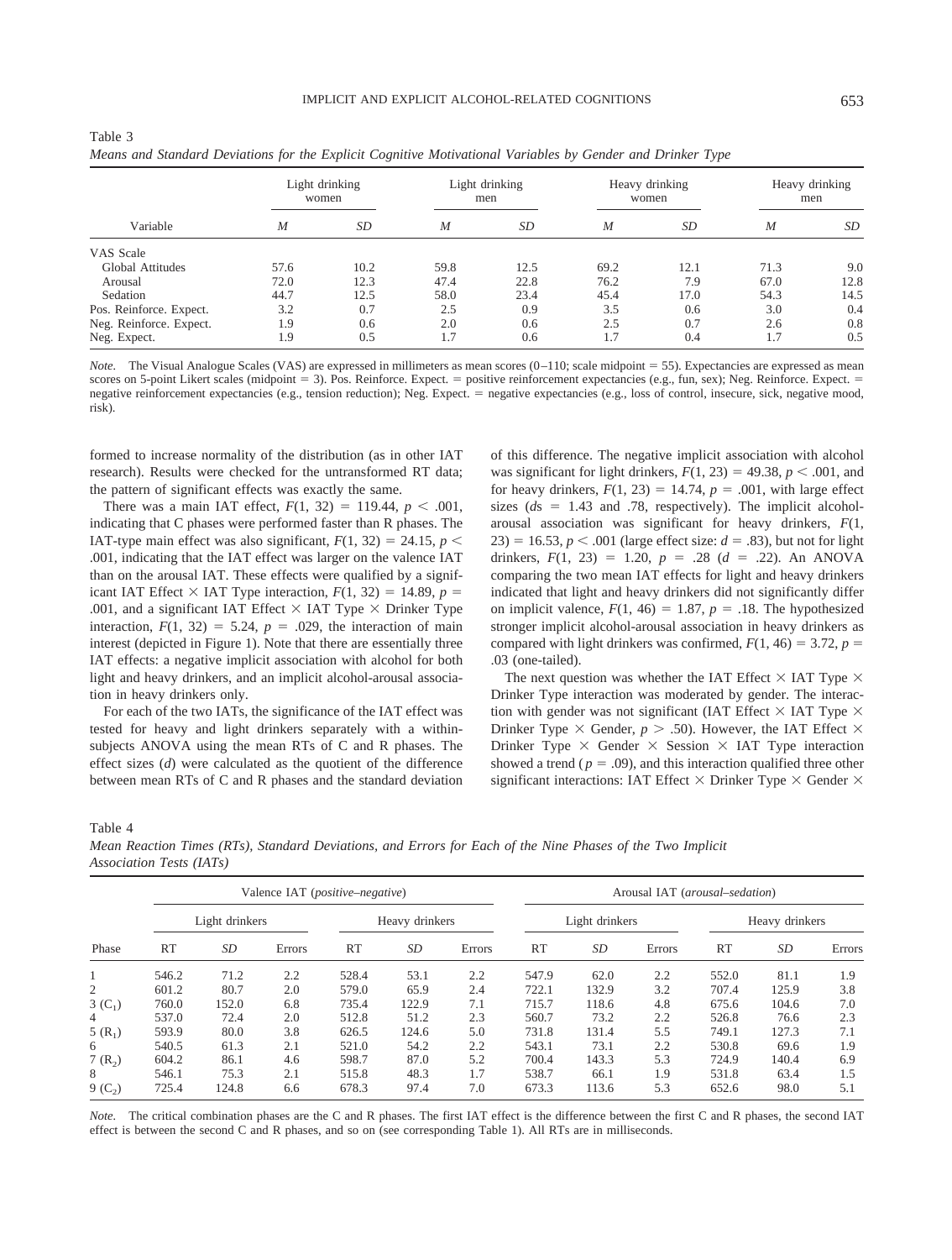Table 3
*Means and Standard Deviations for the Explicit Cognitive Motivational Variables by Gender and Drinker Type*

| Variable | Light drinking women | | Light drinking men | | Heavy drinking women | | Heavy drinking men | |
|---|---|---|---|---|---|---|---|---|
| | *M* | *SD* | *M* | *SD* | *M* | *SD* | *M* | *SD* |
| VAS Scale | | | | | | | | |
| Global Attitudes | 57.6 | 10.2 | 59.8 | 12.5 | 69.2 | 12.1 | 71.3 | 9.0 |
| Arousal | 72.0 | 12.3 | 47.4 | 22.8 | 76.2 | 7.9 | 67.0 | 12.8 |
| Sedation | 44.7 | 12.5 | 58.0 | 23.4 | 45.4 | 17.0 | 54.3 | 14.5 |
| Pos. Reinforce. Expect. | 3.2 | 0.7 | 2.5 | 0.9 | 3.5 | 0.6 | 3.0 | 0.4 |
| Neg. Reinforce. Expect. | 1.9 | 0.6 | 2.0 | 0.6 | 2.5 | 0.7 | 2.6 | 0.8 |
| Neg. Expect. | 1.9 | 0.5 | 1.7 | 0.6 | 1.7 | 0.4 | 1.7 | 0.5 |

*Note.* The Visual Analogue Scales (VAS) are expressed in millimeters as mean scores (0–110; scale midpoint = 55). Expectancies are expressed as mean scores on 5-point Likert scales (midpoint = 3). Pos. Reinforce. Expect. = positive reinforcement expectancies (e.g., fun, sex); Neg. Reinforce. Expect. = negative reinforcement expectancies (e.g., tension reduction); Neg. Expect. = negative expectancies (e.g., loss of control, insecure, sick, negative mood, risk).

formed to increase normality of the distribution (as in other IAT research). Results were checked for the untransformed RT data; the pattern of significant effects was exactly the same.

There was a main IAT effect, $F(1, 32) = 119.44$, $p < .001$, indicating that C phases were performed faster than R phases. The IAT-type main effect was also significant, $F(1, 32) = 24.15$, $p < .001$, indicating that the IAT effect was larger on the valence IAT than on the arousal IAT. These effects were qualified by a significant IAT Effect × IAT Type interaction, $F(1, 32) = 14.89$, $p = .001$, and a significant IAT Effect × IAT Type × Drinker Type interaction, $F(1, 32) = 5.24$, $p = .029$, the interaction of main interest (depicted in Figure 1). Note that there are essentially three IAT effects: a negative implicit association with alcohol for both light and heavy drinkers, and an implicit alcohol-arousal association in heavy drinkers only.

For each of the two IATs, the significance of the IAT effect was tested for heavy and light drinkers separately with a within-subjects ANOVA using the mean RTs of C and R phases. The effect sizes (*d*) were calculated as the quotient of the difference between mean RTs of C and R phases and the standard deviation of this difference. The negative implicit association with alcohol was significant for light drinkers, $F(1, 23) = 49.38$, $p < .001$, and for heavy drinkers, $F(1, 23) = 14.74$, $p = .001$, with large effect sizes ($d$s = 1.43 and .78, respectively). The implicit alcohol-arousal association was significant for heavy drinkers, $F(1, 23) = 16.53$, $p < .001$ (large effect size: $d = .83$), but not for light drinkers, $F(1, 23) = 1.20$, $p = .28$ ($d = .22$). An ANOVA comparing the two mean IAT effects for light and heavy drinkers indicated that light and heavy drinkers did not significantly differ on implicit valence, $F(1, 46) = 1.87$, $p = .18$. The hypothesized stronger implicit alcohol-arousal association in heavy drinkers as compared with light drinkers was confirmed, $F(1, 46) = 3.72$, $p = .03$ (one-tailed).

The next question was whether the IAT Effect × IAT Type × Drinker Type interaction was moderated by gender. The interaction with gender was not significant (IAT Effect × IAT Type × Drinker Type × Gender, $p > .50$). However, the IAT Effect × Drinker Type × Gender × Session × IAT Type interaction showed a trend ($p = .09$), and this interaction qualified three other significant interactions: IAT Effect × Drinker Type × Gender ×

Table 4
*Mean Reaction Times (RTs), Standard Deviations, and Errors for Each of the Nine Phases of the Two Implicit Association Tests (IATs)*

| Phase | Valence IAT (*positive–negative*) | | | | | | Arousal IAT (*arousal–sedation*) | | | | | |
|---|---|---|---|---|---|---|---|---|---|---|---|---|
| | Light drinkers | | | Heavy drinkers | | | Light drinkers | | | Heavy drinkers | | |
| | RT | *SD* | Errors | RT | *SD* | Errors | RT | *SD* | Errors | RT | *SD* | Errors |
| 1 | 546.2 | 71.2 | 2.2 | 528.4 | 53.1 | 2.2 | 547.9 | 62.0 | 2.2 | 552.0 | 81.1 | 1.9 |
| 2 | 601.2 | 80.7 | 2.0 | 579.0 | 65.9 | 2.4 | 722.1 | 132.9 | 3.2 | 707.4 | 125.9 | 3.8 |
| 3 ($C_1$) | 760.0 | 152.0 | 6.8 | 735.4 | 122.9 | 7.1 | 715.7 | 118.6 | 4.8 | 675.6 | 104.6 | 7.0 |
| 4 | 537.0 | 72.4 | 2.0 | 512.8 | 51.2 | 2.3 | 560.7 | 73.2 | 2.2 | 526.8 | 76.6 | 2.3 |
| 5 ($R_1$) | 593.9 | 80.0 | 3.8 | 626.5 | 124.6 | 5.0 | 731.8 | 131.4 | 5.5 | 749.1 | 127.3 | 7.1 |
| 6 | 540.5 | 61.3 | 2.1 | 521.0 | 54.2 | 2.2 | 543.1 | 73.1 | 2.2 | 530.8 | 69.6 | 1.9 |
| 7 ($R_2$) | 604.2 | 86.1 | 4.6 | 598.7 | 87.0 | 5.2 | 700.4 | 143.3 | 5.3 | 724.9 | 140.4 | 6.9 |
| 8 | 546.1 | 75.3 | 2.1 | 515.8 | 48.3 | 1.7 | 538.7 | 66.1 | 1.9 | 531.8 | 63.4 | 1.5 |
| 9 ($C_2$) | 725.4 | 124.8 | 6.6 | 678.3 | 97.4 | 7.0 | 673.3 | 113.6 | 5.3 | 652.6 | 98.0 | 5.1 |

*Note.* The critical combination phases are the C and R phases. The first IAT effect is the difference between the first C and R phases, the second IAT effect is between the second C and R phases, and so on (see corresponding Table 1). All RTs are in milliseconds.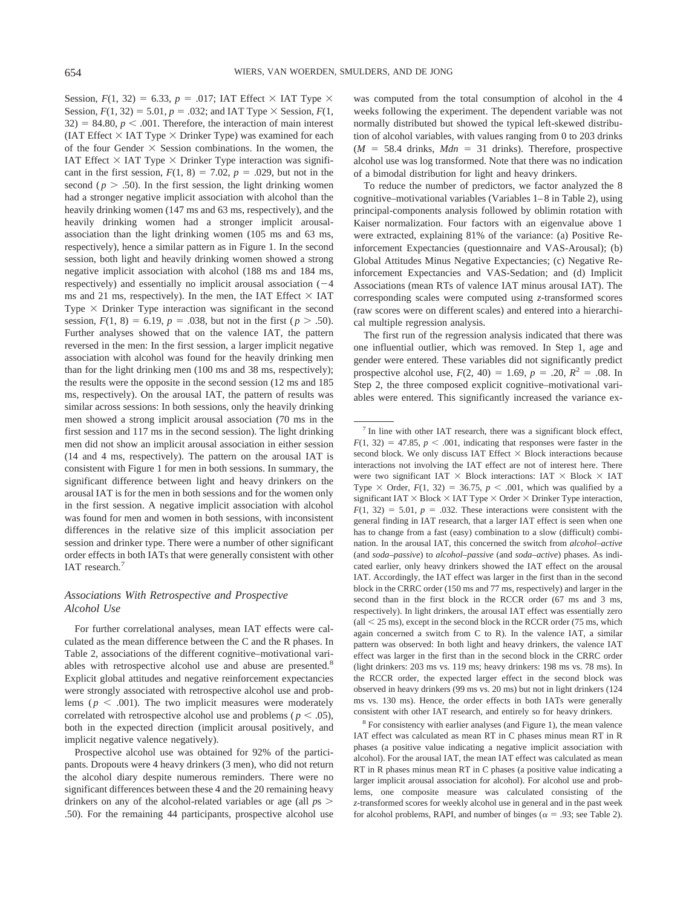Session, $F(1, 32) = 6.33$, $p = .017$; IAT Effect × IAT Type × Session, $F(1, 32) = 5.01$, $p = .032$; and IAT Type × Session, $F(1, 32) = 84.80$, $p < .001$. Therefore, the interaction of main interest (IAT Effect × IAT Type × Drinker Type) was examined for each of the four Gender × Session combinations. In the women, the IAT Effect × IAT Type × Drinker Type interaction was significant in the first session, $F(1, 8) = 7.02$, $p = .029$, but not in the second ($p > .50$). In the first session, the light drinking women had a stronger negative implicit association with alcohol than the heavily drinking women (147 ms and 63 ms, respectively), and the heavily drinking women had a stronger implicit arousal-association than the light drinking women (105 ms and 63 ms, respectively), hence a similar pattern as in Figure 1. In the second session, both light and heavily drinking women showed a strong negative implicit association with alcohol (188 ms and 184 ms, respectively) and essentially no implicit arousal association (−4 ms and 21 ms, respectively). In the men, the IAT Effect × IAT Type × Drinker Type interaction was significant in the second session, $F(1, 8) = 6.19$, $p = .038$, but not in the first ($p > .50$). Further analyses showed that on the valence IAT, the pattern reversed in the men: In the first session, a larger implicit negative association with alcohol was found for the heavily drinking men than for the light drinking men (100 ms and 38 ms, respectively); the results were the opposite in the second session (12 ms and 185 ms, respectively). On the arousal IAT, the pattern of results was similar across sessions: In both sessions, only the heavily drinking men showed a strong implicit arousal association (70 ms in the first session and 117 ms in the second session). The light drinking men did not show an implicit arousal association in either session (14 and 4 ms, respectively). The pattern on the arousal IAT is consistent with Figure 1 for men in both sessions. In summary, the significant difference between light and heavy drinkers on the arousal IAT is for the men in both sessions and for the women only in the first session. A negative implicit association with alcohol was found for men and women in both sessions, with inconsistent differences in the relative size of this implicit association per session and drinker type. There were a number of other significant order effects in both IATs that were generally consistent with other IAT research.[7]

### *Associations With Retrospective and Prospective Alcohol Use*

For further correlational analyses, mean IAT effects were calculated as the mean difference between the C and the R phases. In Table 2, associations of the different cognitive–motivational variables with retrospective alcohol use and abuse are presented.[8] Explicit global attitudes and negative reinforcement expectancies were strongly associated with retrospective alcohol use and problems ($p < .001$). The two implicit measures were moderately correlated with retrospective alcohol use and problems ($p < .05$), both in the expected direction (implicit arousal positively, and implicit negative valence negatively).

Prospective alcohol use was obtained for 92% of the participants. Dropouts were 4 heavy drinkers (3 men), who did not return the alcohol diary despite numerous reminders. There were no significant differences between these 4 and the 20 remaining heavy drinkers on any of the alcohol-related variables or age (all $p\text{s} > .50$). For the remaining 44 participants, prospective alcohol use was computed from the total consumption of alcohol in the 4 weeks following the experiment. The dependent variable was not normally distributed but showed the typical left-skewed distribution of alcohol variables, with values ranging from 0 to 203 drinks ($M = 58.4$ drinks, $Mdn = 31$ drinks). Therefore, prospective alcohol use was log transformed. Note that there was no indication of a bimodal distribution for light and heavy drinkers.

To reduce the number of predictors, we factor analyzed the 8 cognitive–motivational variables (Variables 1–8 in Table 2), using principal-components analysis followed by oblimin rotation with Kaiser normalization. Four factors with an eigenvalue above 1 were extracted, explaining 81% of the variance: (a) Positive Reinforcement Expectancies (questionnaire and VAS-Arousal); (b) Global Attitudes Minus Negative Expectancies; (c) Negative Reinforcement Expectancies and VAS-Sedation; and (d) Implicit Associations (mean RTs of valence IAT minus arousal IAT). The corresponding scales were computed using *z*-transformed scores (raw scores were on different scales) and entered into a hierarchical multiple regression analysis.

The first run of the regression analysis indicated that there was one influential outlier, which was removed. In Step 1, age and gender were entered. These variables did not significantly predict prospective alcohol use, $F(2, 40) = 1.69$, $p = .20$, $R^2 = .08$. In Step 2, the three composed explicit cognitive–motivational variables were entered. This significantly increased the variance ex-

---

[7] In line with other IAT research, there was a significant block effect, $F(1, 32) = 47.85$, $p < .001$, indicating that responses were faster in the second block. We only discuss IAT Effect × Block interactions because interactions not involving the IAT effect are not of interest here. There were two significant IAT × Block interactions: IAT × Block × IAT Type × Order, $F(1, 32) = 36.75$, $p < .001$, which was qualified by a significant IAT × Block × IAT Type × Order × Drinker Type interaction, $F(1, 32) = 5.01$, $p = .032$. These interactions were consistent with the general finding in IAT research, that a larger IAT effect is seen when one has to change from a fast (easy) combination to a slow (difficult) combination. In the arousal IAT, this concerned the switch from *alcohol–active* (and *soda–passive*) to *alcohol–passive* (and *soda–active*) phases. As indicated earlier, only heavy drinkers showed the IAT effect on the arousal IAT. Accordingly, the IAT effect was larger in the first than in the second block in the CRRC order (150 ms and 77 ms, respectively) and larger in the second than in the first block in the RCCR order (67 ms and 3 ms, respectively). In light drinkers, the arousal IAT effect was essentially zero (all < 25 ms), except in the second block in the RCCR order (75 ms, which again concerned a switch from C to R). In the valence IAT, a similar pattern was observed: In both light and heavy drinkers, the valence IAT effect was larger in the first than in the second block in the CRRC order (light drinkers: 203 ms vs. 119 ms; heavy drinkers: 198 ms vs. 78 ms). In the RCCR order, the expected larger effect in the second block was observed in heavy drinkers (99 ms vs. 20 ms) but not in light drinkers (124 ms vs. 130 ms). Hence, the order effects in both IATs were generally consistent with other IAT research, and entirely so for heavy drinkers.

[8] For consistency with earlier analyses (and Figure 1), the mean valence IAT effect was calculated as mean RT in C phases minus mean RT in R phases (a positive value indicating a negative implicit association with alcohol). For the arousal IAT, the mean IAT effect was calculated as mean RT in R phases minus mean RT in C phases (a positive value indicating a larger implicit arousal association for alcohol). For alcohol use and problems, one composite measure was calculated consisting of the *z*-transformed scores for weekly alcohol use in general and in the past week for alcohol problems, RAPI, and number of binges ($\alpha = .93$; see Table 2).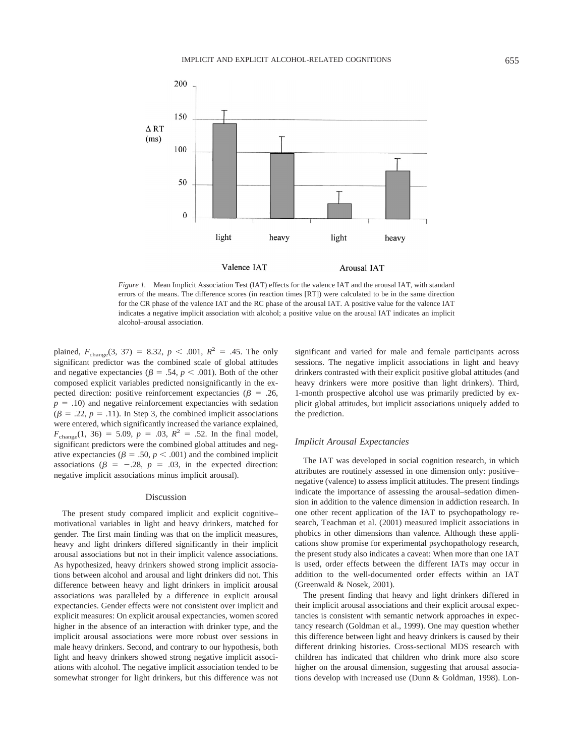*Figure 1.* Mean Implicit Association Test (IAT) effects for the valence IAT and the arousal IAT, with standard errors of the means. The difference scores (in reaction times [RT]) were calculated to be in the same direction for the CR phase of the valence IAT and the RC phase of the arousal IAT. A positive value for the valence IAT indicates a negative implicit association with alcohol; a positive value on the arousal IAT indicates an implicit alcohol–arousal association.

plained, $F_{\text{change}}(3, 37) = 8.32$, $p < .001$, $R^2 = .45$. The only significant predictor was the combined scale of global attitudes and negative expectancies ($\beta = .54$, $p < .001$). Both of the other composed explicit variables predicted nonsignificantly in the expected direction: positive reinforcement expectancies ($\beta = .26$, $p = .10$) and negative reinforcement expectancies with sedation ($\beta = .22$, $p = .11$). In Step 3, the combined implicit associations were entered, which significantly increased the variance explained, $F_{\text{change}}(1, 36) = 5.09$, $p = .03$, $R^2 = .52$. In the final model, significant predictors were the combined global attitudes and negative expectancies ($\beta = .50$, $p < .001$) and the combined implicit associations ($\beta = -.28$, $p = .03$, in the expected direction: negative implicit associations minus implicit arousal).

## Discussion

The present study compared implicit and explicit cognitive–motivational variables in light and heavy drinkers, matched for gender. The first main finding was that on the implicit measures, heavy and light drinkers differed significantly in their implicit arousal associations but not in their implicit valence associations. As hypothesized, heavy drinkers showed strong implicit associations between alcohol and arousal and light drinkers did not. This difference between heavy and light drinkers in implicit arousal associations was paralleled by a difference in explicit arousal expectancies. Gender effects were not consistent over implicit and explicit measures: On explicit arousal expectancies, women scored higher in the absence of an interaction with drinker type, and the implicit arousal associations were more robust over sessions in male heavy drinkers. Second, and contrary to our hypothesis, both light and heavy drinkers showed strong negative implicit associations with alcohol. The negative implicit association tended to be somewhat stronger for light drinkers, but this difference was not significant and varied for male and female participants across sessions. The negative implicit associations in light and heavy drinkers contrasted with their explicit positive global attitudes (and heavy drinkers were more positive than light drinkers). Third, 1-month prospective alcohol use was primarily predicted by explicit global attitudes, but implicit associations uniquely added to the prediction.

### Implicit Arousal Expectancies

The IAT was developed in social cognition research, in which attributes are routinely assessed in one dimension only: positive–negative (valence) to assess implicit attitudes. The present findings indicate the importance of assessing the arousal–sedation dimension in addition to the valence dimension in addiction research. In one other recent application of the IAT to psychopathology research, Teachman et al. (2001) measured implicit associations in phobics in other dimensions than valence. Although these applications show promise for experimental psychopathology research, the present study also indicates a caveat: When more than one IAT is used, order effects between the different IATs may occur in addition to the well-documented order effects within an IAT (Greenwald & Nosek, 2001).

The present finding that heavy and light drinkers differed in their implicit arousal associations and their explicit arousal expectancies is consistent with semantic network approaches in expectancy research (Goldman et al., 1999). One may question whether this difference between light and heavy drinkers is caused by their different drinking histories. Cross-sectional MDS research with children has indicated that children who drink more also score higher on the arousal dimension, suggesting that arousal associations develop with increased use (Dunn & Goldman, 1998). Lon-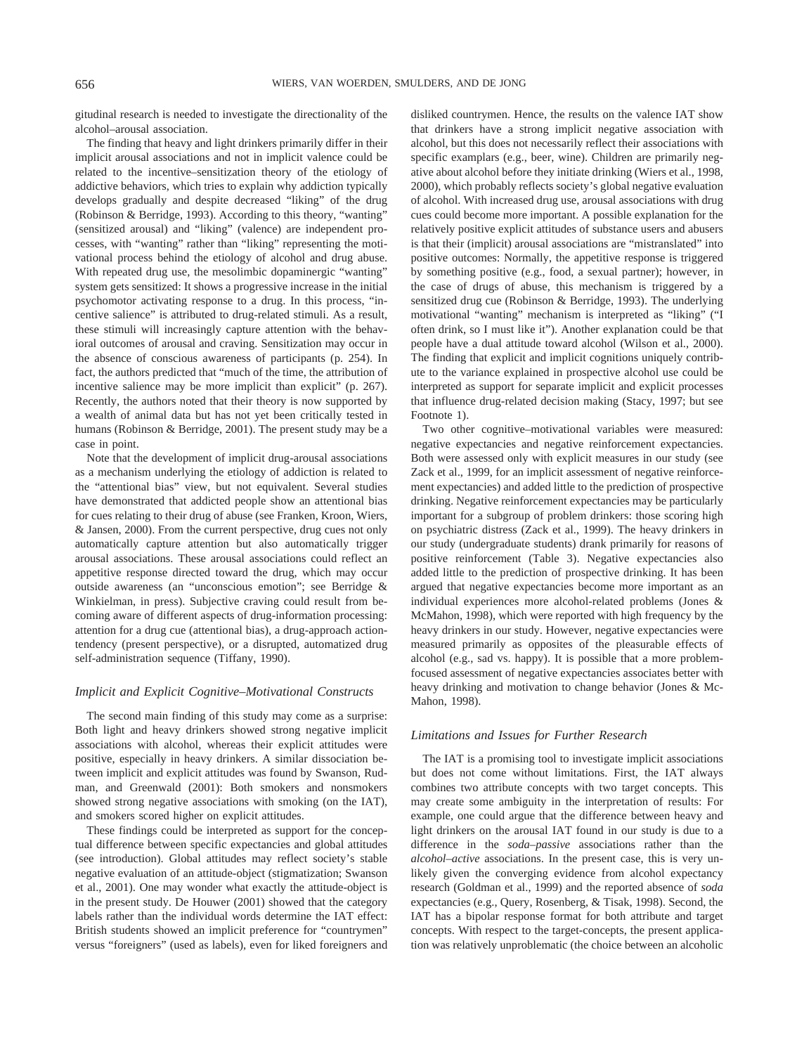gitudinal research is needed to investigate the directionality of the alcohol–arousal association.

The finding that heavy and light drinkers primarily differ in their implicit arousal associations and not in implicit valence could be related to the incentive–sensitization theory of the etiology of addictive behaviors, which tries to explain why addiction typically develops gradually and despite decreased "liking" of the drug (Robinson & Berridge, 1993). According to this theory, "wanting" (sensitized arousal) and "liking" (valence) are independent processes, with "wanting" rather than "liking" representing the motivational process behind the etiology of alcohol and drug abuse. With repeated drug use, the mesolimbic dopaminergic "wanting" system gets sensitized: It shows a progressive increase in the initial psychomotor activating response to a drug. In this process, "incentive salience" is attributed to drug-related stimuli. As a result, these stimuli will increasingly capture attention with the behavioral outcomes of arousal and craving. Sensitization may occur in the absence of conscious awareness of participants (p. 254). In fact, the authors predicted that "much of the time, the attribution of incentive salience may be more implicit than explicit" (p. 267). Recently, the authors noted that their theory is now supported by a wealth of animal data but has not yet been critically tested in humans (Robinson & Berridge, 2001). The present study may be a case in point.

Note that the development of implicit drug-arousal associations as a mechanism underlying the etiology of addiction is related to the "attentional bias" view, but not equivalent. Several studies have demonstrated that addicted people show an attentional bias for cues relating to their drug of abuse (see Franken, Kroon, Wiers, & Jansen, 2000). From the current perspective, drug cues not only automatically capture attention but also automatically trigger arousal associations. These arousal associations could reflect an appetitive response directed toward the drug, which may occur outside awareness (an "unconscious emotion"; see Berridge & Winkielman, in press). Subjective craving could result from becoming aware of different aspects of drug-information processing: attention for a drug cue (attentional bias), a drug-approach action-tendency (present perspective), or a disrupted, automatized drug self-administration sequence (Tiffany, 1990).

### Implicit and Explicit Cognitive–Motivational Constructs

The second main finding of this study may come as a surprise: Both light and heavy drinkers showed strong negative implicit associations with alcohol, whereas their explicit attitudes were positive, especially in heavy drinkers. A similar dissociation between implicit and explicit attitudes was found by Swanson, Rudman, and Greenwald (2001): Both smokers and nonsmokers showed strong negative associations with smoking (on the IAT), and smokers scored higher on explicit attitudes.

These findings could be interpreted as support for the conceptual difference between specific expectancies and global attitudes (see introduction). Global attitudes may reflect society's stable negative evaluation of an attitude-object (stigmatization; Swanson et al., 2001). One may wonder what exactly the attitude-object is in the present study. De Houwer (2001) showed that the category labels rather than the individual words determine the IAT effect: British students showed an implicit preference for "countrymen" versus "foreigners" (used as labels), even for liked foreigners and disliked countrymen. Hence, the results on the valence IAT show that drinkers have a strong implicit negative association with alcohol, but this does not necessarily reflect their associations with specific examplars (e.g., beer, wine). Children are primarily negative about alcohol before they initiate drinking (Wiers et al., 1998, 2000), which probably reflects society's global negative evaluation of alcohol. With increased drug use, arousal associations with drug cues could become more important. A possible explanation for the relatively positive explicit attitudes of substance users and abusers is that their (implicit) arousal associations are "mistranslated" into positive outcomes: Normally, the appetitive response is triggered by something positive (e.g., food, a sexual partner); however, in the case of drugs of abuse, this mechanism is triggered by a sensitized drug cue (Robinson & Berridge, 1993). The underlying motivational "wanting" mechanism is interpreted as "liking" ("I often drink, so I must like it"). Another explanation could be that people have a dual attitude toward alcohol (Wilson et al., 2000). The finding that explicit and implicit cognitions uniquely contribute to the variance explained in prospective alcohol use could be interpreted as support for separate implicit and explicit processes that influence drug-related decision making (Stacy, 1997; but see Footnote 1).

Two other cognitive–motivational variables were measured: negative expectancies and negative reinforcement expectancies. Both were assessed only with explicit measures in our study (see Zack et al., 1999, for an implicit assessment of negative reinforcement expectancies) and added little to the prediction of prospective drinking. Negative reinforcement expectancies may be particularly important for a subgroup of problem drinkers: those scoring high on psychiatric distress (Zack et al., 1999). The heavy drinkers in our study (undergraduate students) drank primarily for reasons of positive reinforcement (Table 3). Negative expectancies also added little to the prediction of prospective drinking. It has been argued that negative expectancies become more important as an individual experiences more alcohol-related problems (Jones & McMahon, 1998), which were reported with high frequency by the heavy drinkers in our study. However, negative expectancies were measured primarily as opposites of the pleasurable effects of alcohol (e.g., sad vs. happy). It is possible that a more problem-focused assessment of negative expectancies associates better with heavy drinking and motivation to change behavior (Jones & McMahon, 1998).

### Limitations and Issues for Further Research

The IAT is a promising tool to investigate implicit associations but does not come without limitations. First, the IAT always combines two attribute concepts with two target concepts. This may create some ambiguity in the interpretation of results: For example, one could argue that the difference between heavy and light drinkers on the arousal IAT found in our study is due to a difference in the *soda–passive* associations rather than the *alcohol–active* associations. In the present case, this is very unlikely given the converging evidence from alcohol expectancy research (Goldman et al., 1999) and the reported absence of *soda* expectancies (e.g., Query, Rosenberg, & Tisak, 1998). Second, the IAT has a bipolar response format for both attribute and target concepts. With respect to the target-concepts, the present application was relatively unproblematic (the choice between an alcoholic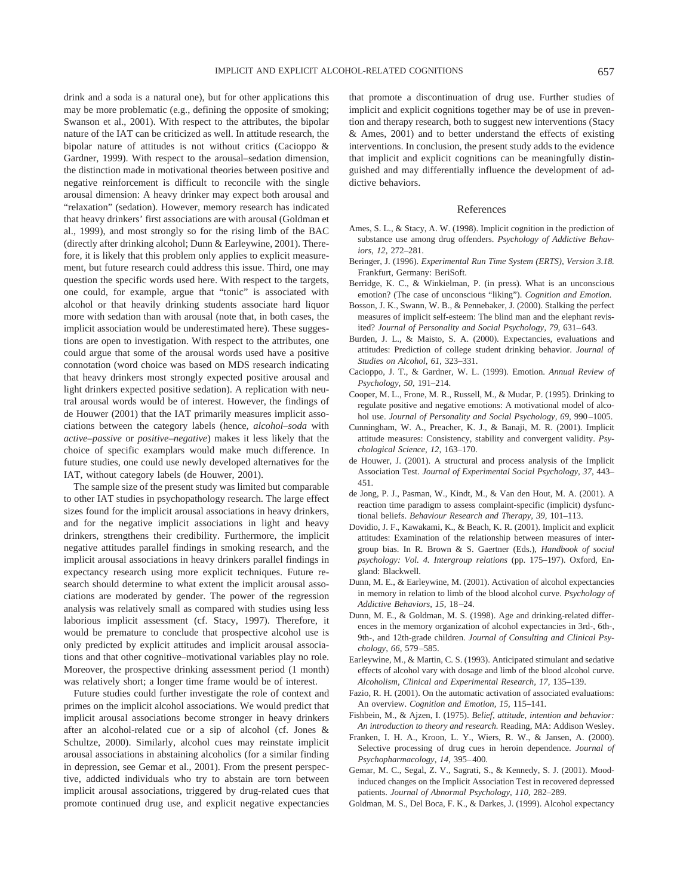drink and a soda is a natural one), but for other applications this may be more problematic (e.g., defining the opposite of smoking; Swanson et al., 2001). With respect to the attributes, the bipolar nature of the IAT can be criticized as well. In attitude research, the bipolar nature of attitudes is not without critics (Cacioppo & Gardner, 1999). With respect to the arousal–sedation dimension, the distinction made in motivational theories between positive and negative reinforcement is difficult to reconcile with the single arousal dimension: A heavy drinker may expect both arousal and "relaxation" (sedation). However, memory research has indicated that heavy drinkers' first associations are with arousal (Goldman et al., 1999), and most strongly so for the rising limb of the BAC (directly after drinking alcohol; Dunn & Earleywine, 2001). Therefore, it is likely that this problem only applies to explicit measurement, but future research could address this issue. Third, one may question the specific words used here. With respect to the targets, one could, for example, argue that "tonic" is associated with alcohol or that heavily drinking students associate hard liquor more with sedation than with arousal (note that, in both cases, the implicit association would be underestimated here). These suggestions are open to investigation. With respect to the attributes, one could argue that some of the arousal words used have a positive connotation (word choice was based on MDS research indicating that heavy drinkers most strongly expected positive arousal and light drinkers expected positive sedation). A replication with neutral arousal words would be of interest. However, the findings of de Houwer (2001) that the IAT primarily measures implicit associations between the category labels (hence, *alcohol–soda* with *active–passive* or *positive–negative*) makes it less likely that the choice of specific examplars would make much difference. In future studies, one could use newly developed alternatives for the IAT, without category labels (de Houwer, 2001).

The sample size of the present study was limited but comparable to other IAT studies in psychopathology research. The large effect sizes found for the implicit arousal associations in heavy drinkers, and for the negative implicit associations in light and heavy drinkers, strengthens their credibility. Furthermore, the implicit negative attitudes parallel findings in smoking research, and the implicit arousal associations in heavy drinkers parallel findings in expectancy research using more explicit techniques. Future research should determine to what extent the implicit arousal associations are moderated by gender. The power of the regression analysis was relatively small as compared with studies using less laborious implicit assessment (cf. Stacy, 1997). Therefore, it would be premature to conclude that prospective alcohol use is only predicted by explicit attitudes and implicit arousal associations and that other cognitive–motivational variables play no role. Moreover, the prospective drinking assessment period (1 month) was relatively short; a longer time frame would be of interest.

Future studies could further investigate the role of context and primes on the implicit alcohol associations. We would predict that implicit arousal associations become stronger in heavy drinkers after an alcohol-related cue or a sip of alcohol (cf. Jones & Schultze, 2000). Similarly, alcohol cues may reinstate implicit arousal associations in abstaining alcoholics (for a similar finding in depression, see Gemar et al., 2001). From the present perspective, addicted individuals who try to abstain are torn between implicit arousal associations, triggered by drug-related cues that promote continued drug use, and explicit negative expectancies that promote a discontinuation of drug use. Further studies of implicit and explicit cognitions together may be of use in prevention and therapy research, both to suggest new interventions (Stacy & Ames, 2001) and to better understand the effects of existing interventions. In conclusion, the present study adds to the evidence that implicit and explicit cognitions can be meaningfully distinguished and may differentially influence the development of addictive behaviors.

## References

Ames, S. L., & Stacy, A. W. (1998). Implicit cognition in the prediction of substance use among drug offenders. *Psychology of Addictive Behaviors, 12,* 272–281.

Beringer, J. (1996). *Experimental Run Time System (ERTS), Version 3.18.* Frankfurt, Germany: BeriSoft.

Berridge, K. C., & Winkielman, P. (in press). What is an unconscious emotion? (The case of unconscious "liking"). *Cognition and Emotion.*

Bosson, J. K., Swann, W. B., & Pennebaker, J. (2000). Stalking the perfect measures of implicit self-esteem: The blind man and the elephant revisited? *Journal of Personality and Social Psychology, 79,* 631–643.

Burden, J. L., & Maisto, S. A. (2000). Expectancies, evaluations and attitudes: Prediction of college student drinking behavior. *Journal of Studies on Alcohol, 61,* 323–331.

Cacioppo, J. T., & Gardner, W. L. (1999). Emotion. *Annual Review of Psychology, 50,* 191–214.

Cooper, M. L., Frone, M. R., Russell, M., & Mudar, P. (1995). Drinking to regulate positive and negative emotions: A motivational model of alcohol use. *Journal of Personality and Social Psychology, 69,* 990–1005.

Cunningham, W. A., Preacher, K. J., & Banaji, M. R. (2001). Implicit attitude measures: Consistency, stability and convergent validity. *Psychological Science, 12,* 163–170.

de Houwer, J. (2001). A structural and process analysis of the Implicit Association Test. *Journal of Experimental Social Psychology, 37,* 443–451.

de Jong, P. J., Pasman, W., Kindt, M., & Van den Hout, M. A. (2001). A reaction time paradigm to assess complaint-specific (implicit) dysfunctional beliefs. *Behaviour Research and Therapy, 39,* 101–113.

Dovidio, J. F., Kawakami, K., & Beach, K. R. (2001). Implicit and explicit attitudes: Examination of the relationship between measures of intergroup bias. In R. Brown & S. Gaertner (Eds.), *Handbook of social psychology: Vol. 4. Intergroup relations* (pp. 175–197). Oxford, England: Blackwell.

Dunn, M. E., & Earleywine, M. (2001). Activation of alcohol expectancies in memory in relation to limb of the blood alcohol curve. *Psychology of Addictive Behaviors, 15,* 18–24.

Dunn, M. E., & Goldman, M. S. (1998). Age and drinking-related differences in the memory organization of alcohol expectancies in 3rd-, 6th-, 9th-, and 12th-grade children. *Journal of Consulting and Clinical Psychology, 66,* 579–585.

Earleywine, M., & Martin, C. S. (1993). Anticipated stimulant and sedative effects of alcohol vary with dosage and limb of the blood alcohol curve. *Alcoholism, Clinical and Experimental Research, 17,* 135–139.

Fazio, R. H. (2001). On the automatic activation of associated evaluations: An overview. *Cognition and Emotion, 15,* 115–141.

Fishbein, M., & Ajzen, I. (1975). *Belief, attitude, intention and behavior: An introduction to theory and research.* Reading, MA: Addison Wesley.

Franken, I. H. A., Kroon, L. Y., Wiers, R. W., & Jansen, A. (2000). Selective processing of drug cues in heroin dependence. *Journal of Psychopharmacology, 14,* 395–400.

Gemar, M. C., Segal, Z. V., Sagrati, S., & Kennedy, S. J. (2001). Mood-induced changes on the Implicit Association Test in recovered depressed patients. *Journal of Abnormal Psychology, 110,* 282–289.

Goldman, M. S., Del Boca, F. K., & Darkes, J. (1999). Alcohol expectancy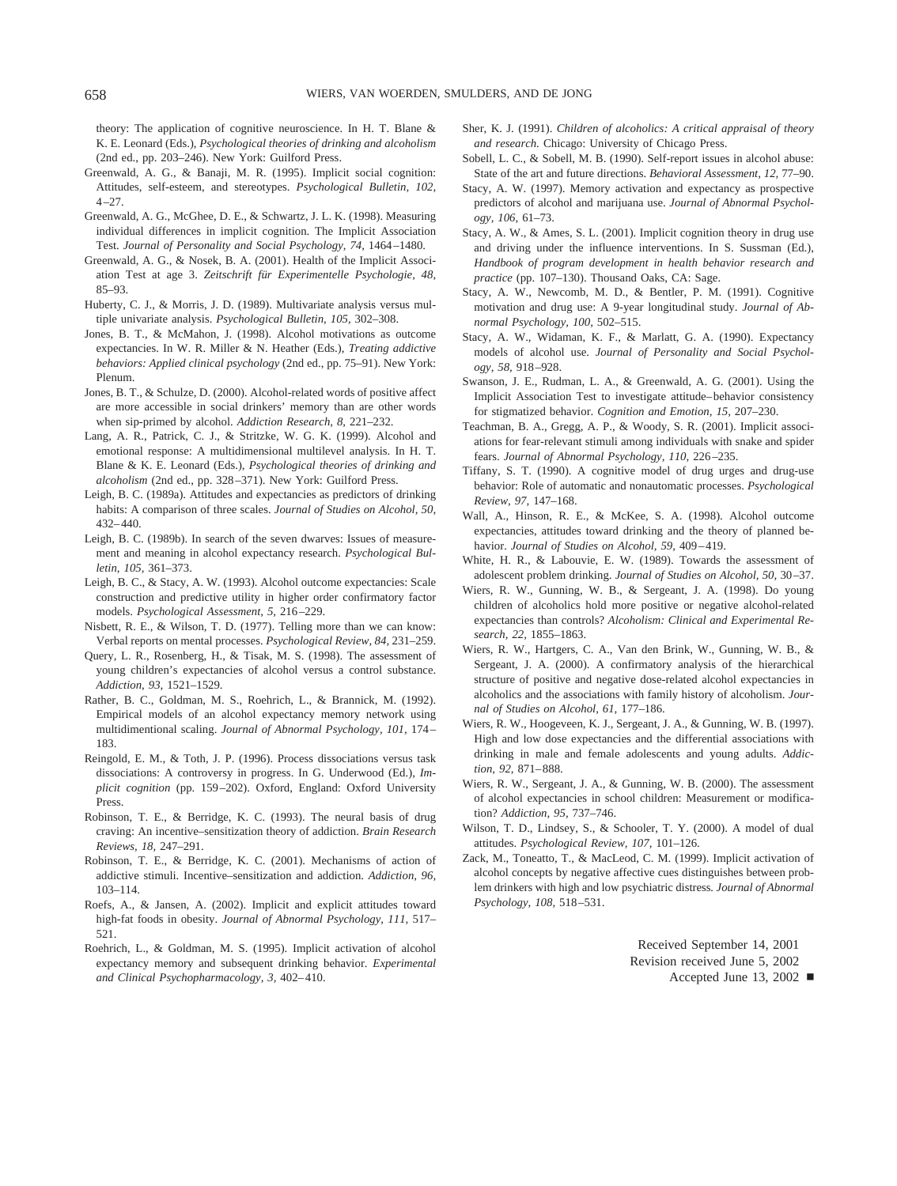theory: The application of cognitive neuroscience. In H. T. Blane & K. E. Leonard (Eds.), *Psychological theories of drinking and alcoholism* (2nd ed., pp. 203–246). New York: Guilford Press.

Greenwald, A. G., & Banaji, M. R. (1995). Implicit social cognition: Attitudes, self-esteem, and stereotypes. *Psychological Bulletin, 102,* 4–27.

Greenwald, A. G., McGhee, D. E., & Schwartz, J. L. K. (1998). Measuring individual differences in implicit cognition. The Implicit Association Test. *Journal of Personality and Social Psychology, 74,* 1464–1480.

Greenwald, A. G., & Nosek, B. A. (2001). Health of the Implicit Association Test at age 3. *Zeitschrift für Experimentelle Psychologie, 48,* 85–93.

Huberty, C. J., & Morris, J. D. (1989). Multivariate analysis versus multiple univariate analysis. *Psychological Bulletin, 105,* 302–308.

Jones, B. T., & McMahon, J. (1998). Alcohol motivations as outcome expectancies. In W. R. Miller & N. Heather (Eds.), *Treating addictive behaviors: Applied clinical psychology* (2nd ed., pp. 75–91). New York: Plenum.

Jones, B. T., & Schulze, D. (2000). Alcohol-related words of positive affect are more accessible in social drinkers' memory than are other words when sip-primed by alcohol. *Addiction Research, 8,* 221–232.

Lang, A. R., Patrick, C. J., & Stritzke, W. G. K. (1999). Alcohol and emotional response: A multidimensional multilevel analysis. In H. T. Blane & K. E. Leonard (Eds.), *Psychological theories of drinking and alcoholism* (2nd ed., pp. 328–371). New York: Guilford Press.

Leigh, B. C. (1989a). Attitudes and expectancies as predictors of drinking habits: A comparison of three scales. *Journal of Studies on Alcohol, 50,* 432–440.

Leigh, B. C. (1989b). In search of the seven dwarves: Issues of measurement and meaning in alcohol expectancy research. *Psychological Bulletin, 105,* 361–373.

Leigh, B. C., & Stacy, A. W. (1993). Alcohol outcome expectancies: Scale construction and predictive utility in higher order confirmatory factor models. *Psychological Assessment, 5,* 216–229.

Nisbett, R. E., & Wilson, T. D. (1977). Telling more than we can know: Verbal reports on mental processes. *Psychological Review, 84,* 231–259.

Query, L. R., Rosenberg, H., & Tisak, M. S. (1998). The assessment of young children's expectancies of alcohol versus a control substance. *Addiction, 93,* 1521–1529.

Rather, B. C., Goldman, M. S., Roehrich, L., & Brannick, M. (1992). Empirical models of an alcohol expectancy memory network using multidimentional scaling. *Journal of Abnormal Psychology, 101,* 174–183.

Reingold, E. M., & Toth, J. P. (1996). Process dissociations versus task dissociations: A controversy in progress. In G. Underwood (Ed.), *Implicit cognition* (pp. 159–202). Oxford, England: Oxford University Press.

Robinson, T. E., & Berridge, K. C. (1993). The neural basis of drug craving: An incentive–sensitization theory of addiction. *Brain Research Reviews, 18,* 247–291.

Robinson, T. E., & Berridge, K. C. (2001). Mechanisms of action of addictive stimuli. Incentive–sensitization and addiction. *Addiction, 96,* 103–114.

Roefs, A., & Jansen, A. (2002). Implicit and explicit attitudes toward high-fat foods in obesity. *Journal of Abnormal Psychology, 111,* 517–521.

Roehrich, L., & Goldman, M. S. (1995). Implicit activation of alcohol expectancy memory and subsequent drinking behavior. *Experimental and Clinical Psychopharmacology, 3,* 402–410.

Sher, K. J. (1991). *Children of alcoholics: A critical appraisal of theory and research.* Chicago: University of Chicago Press.

Sobell, L. C., & Sobell, M. B. (1990). Self-report issues in alcohol abuse: State of the art and future directions. *Behavioral Assessment, 12,* 77–90.

Stacy, A. W. (1997). Memory activation and expectancy as prospective predictors of alcohol and marijuana use. *Journal of Abnormal Psychology, 106,* 61–73.

Stacy, A. W., & Ames, S. L. (2001). Implicit cognition theory in drug use and driving under the influence interventions. In S. Sussman (Ed.), *Handbook of program development in health behavior research and practice* (pp. 107–130). Thousand Oaks, CA: Sage.

Stacy, A. W., Newcomb, M. D., & Bentler, P. M. (1991). Cognitive motivation and drug use: A 9-year longitudinal study. *Journal of Abnormal Psychology, 100,* 502–515.

Stacy, A. W., Widaman, K. F., & Marlatt, G. A. (1990). Expectancy models of alcohol use. *Journal of Personality and Social Psychology, 58,* 918–928.

Swanson, J. E., Rudman, L. A., & Greenwald, A. G. (2001). Using the Implicit Association Test to investigate attitude–behavior consistency for stigmatized behavior. *Cognition and Emotion, 15,* 207–230.

Teachman, B. A., Gregg, A. P., & Woody, S. R. (2001). Implicit associations for fear-relevant stimuli among individuals with snake and spider fears. *Journal of Abnormal Psychology, 110,* 226–235.

Tiffany, S. T. (1990). A cognitive model of drug urges and drug-use behavior: Role of automatic and nonautomatic processes. *Psychological Review, 97,* 147–168.

Wall, A., Hinson, R. E., & McKee, S. A. (1998). Alcohol outcome expectancies, attitudes toward drinking and the theory of planned behavior. *Journal of Studies on Alcohol, 59,* 409–419.

White, H. R., & Labouvie, E. W. (1989). Towards the assessment of adolescent problem drinking. *Journal of Studies on Alcohol, 50,* 30–37.

Wiers, R. W., Gunning, W. B., & Sergeant, J. A. (1998). Do young children of alcoholics hold more positive or negative alcohol-related expectancies than controls? *Alcoholism: Clinical and Experimental Research, 22,* 1855–1863.

Wiers, R. W., Hartgers, C. A., Van den Brink, W., Gunning, W. B., & Sergeant, J. A. (2000). A confirmatory analysis of the hierarchical structure of positive and negative dose-related alcohol expectancies in alcoholics and the associations with family history of alcoholism. *Journal of Studies on Alcohol, 61,* 177–186.

Wiers, R. W., Hoogeveen, K. J., Sergeant, J. A., & Gunning, W. B. (1997). High and low dose expectancies and the differential associations with drinking in male and female adolescents and young adults. *Addiction, 92,* 871–888.

Wiers, R. W., Sergeant, J. A., & Gunning, W. B. (2000). The assessment of alcohol expectancies in school children: Measurement or modification? *Addiction, 95,* 737–746.

Wilson, T. D., Lindsey, S., & Schooler, T. Y. (2000). A model of dual attitudes. *Psychological Review, 107,* 101–126.

Zack, M., Toneatto, T., & MacLeod, C. M. (1999). Implicit activation of alcohol concepts by negative affective cues distinguishes between problem drinkers with high and low psychiatric distress. *Journal of Abnormal Psychology, 108,* 518–531.

Received September 14, 2001
Revision received June 5, 2002
Accepted June 13, 2002 ■